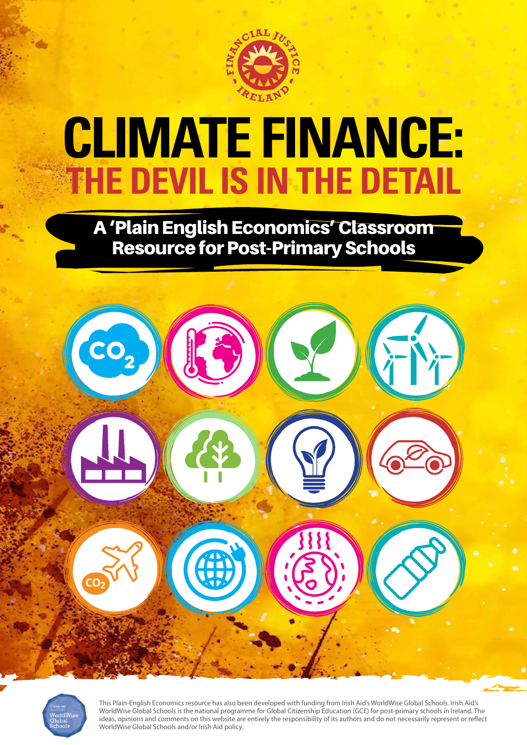# CLIMATE FINANCE: THE DEVIL IS IN THE DETAIL

## A 'Plain English Economics' Classroom Resource for Post-Primary Schools

This Plain-English Economics resource has also been developed with funding from Irish Aid's WorldWise Global Schools. Irish Aid's WorldWise Global Schools is the national programme for Global Citizenship Education (GCE) for post-primary schools in Ireland. The ideas, opinions and comments on this website are entirely the responsibility of its authors and do not necessarily represent or reflect WorldWise Global Schools and/or Irish Aid policy.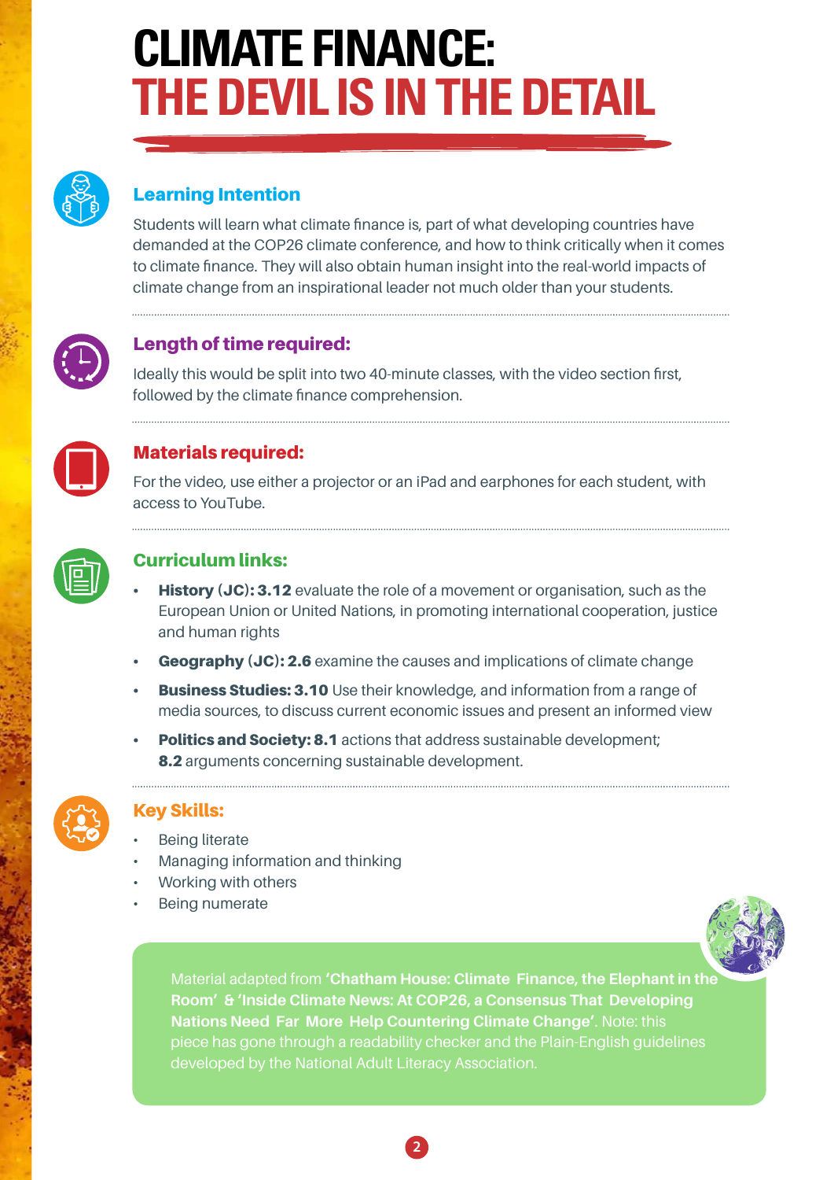# CLIMATE FINANCE: THE DEVIL IS IN THE DETAIL

## Learning Intention

Students will learn what climate finance is, part of what developing countries have demanded at the COP26 climate conference, and how to think critically when it comes to climate finance. They will also obtain human insight into the real-world impacts of climate change from an inspirational leader not much older than your students.

## Length of time required:

Ideally this would be split into two 40-minute classes, with the video section first, followed by the climate finance comprehension.

## Materials required:

For the video, use either a projector or an iPad and earphones for each student, with access to YouTube.

## Curriculum links:

- **History (JC): 3.12** evaluate the role of a movement or organisation, such as the European Union or United Nations, in promoting international cooperation, justice and human rights
- **Geography (JC): 2.6** examine the causes and implications of climate change
- **Business Studies: 3.10** Use their knowledge, and information from a range of media sources, to discuss current economic issues and present an informed view
- **Politics and Society: 8.1** actions that address sustainable development; **8.2** arguments concerning sustainable development.

## Key Skills:

- Being literate
- Managing information and thinking
- Working with others
- Being numerate

Material adapted from **'Chatham House: Climate Finance, the Elephant in the Room'** & **'Inside Climate News: At COP26, a Consensus That Developing Nations Need Far More Help Countering Climate Change'**. Note: this piece has gone through a readability checker and the Plain-English guidelines developed by the National Adult Literacy Association.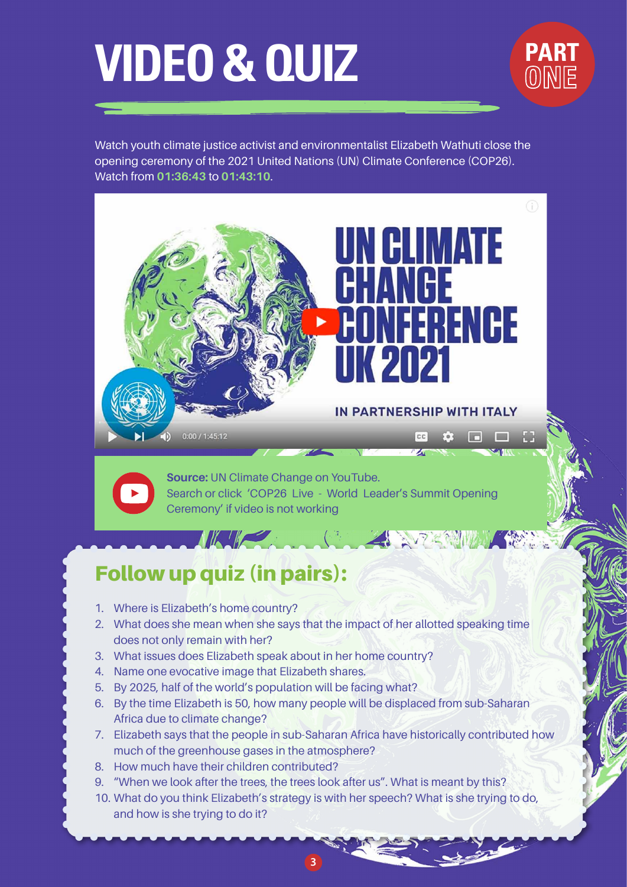# VIDEO & QUIZ

**PART ONE**

Watch youth climate justice activist and environmentalist Elizabeth Wathuti close the opening ceremony of the 2021 United Nations (UN) Climate Conference (COP26). Watch from **01:36:43** to **01:43:10**.

**Source:** UN Climate Change on YouTube.
Search or click 'COP26 Live - World Leader's Summit Opening Ceremony' if video is not working

## Follow up quiz (in pairs):

1. Where is Elizabeth's home country?
2. What does she mean when she says that the impact of her allotted speaking time does not only remain with her?
3. What issues does Elizabeth speak about in her home country?
4. Name one evocative image that Elizabeth shares.
5. By 2025, half of the world's population will be facing what?
6. By the time Elizabeth is 50, how many people will be displaced from sub-Saharan Africa due to climate change?
7. Elizabeth says that the people in sub-Saharan Africa have historically contributed how much of the greenhouse gases in the atmosphere?
8. How much have their children contributed?
9. "When we look after the trees, the trees look after us". What is meant by this?
10. What do you think Elizabeth's strategy is with her speech? What is she trying to do, and how is she trying to do it?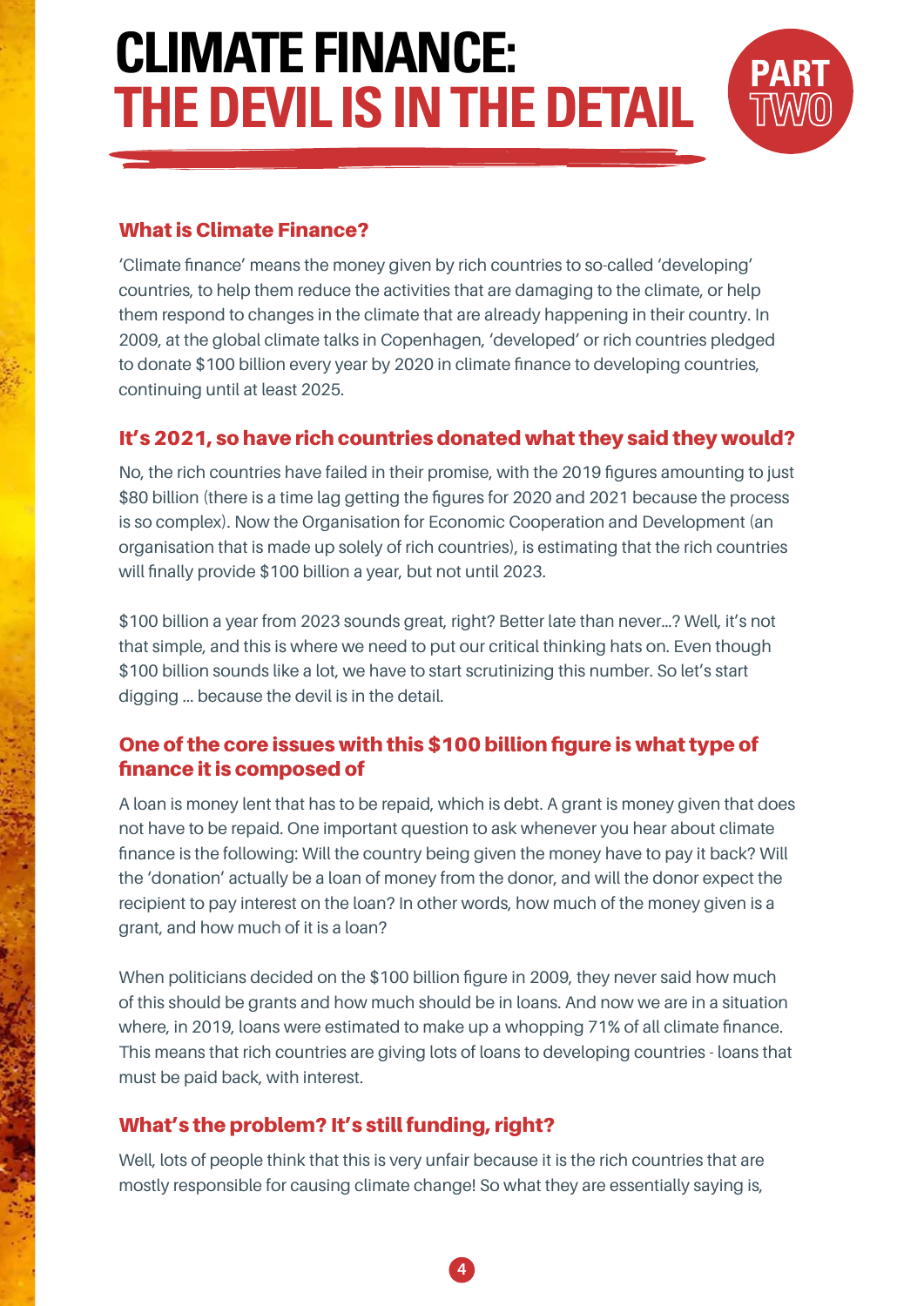# CLIMATE FINANCE: THE DEVIL IS IN THE DETAIL

PART TWO

## What is Climate Finance?

'Climate finance' means the money given by rich countries to so-called 'developing' countries, to help them reduce the activities that are damaging to the climate, or help them respond to changes in the climate that are already happening in their country. In 2009, at the global climate talks in Copenhagen, 'developed' or rich countries pledged to donate $100 billion every year by 2020 in climate finance to developing countries, continuing until at least 2025.

## It's 2021, so have rich countries donated what they said they would?

No, the rich countries have failed in their promise, with the 2019 figures amounting to just $80 billion (there is a time lag getting the figures for 2020 and 2021 because the process is so complex). Now the Organisation for Economic Cooperation and Development (an organisation that is made up solely of rich countries), is estimating that the rich countries will finally provide $100 billion a year, but not until 2023.

$100 billion a year from 2023 sounds great, right? Better late than never...? Well, it's not that simple, and this is where we need to put our critical thinking hats on. Even though $100 billion sounds like a lot, we have to start scrutinizing this number. So let's start digging ... because the devil is in the detail.

## One of the core issues with this $100 billion figure is what type of finance it is composed of

A loan is money lent that has to be repaid, which is debt. A grant is money given that does not have to be repaid. One important question to ask whenever you hear about climate finance is the following: Will the country being given the money have to pay it back? Will the 'donation' actually be a loan of money from the donor, and will the donor expect the recipient to pay interest on the loan? In other words, how much of the money given is a grant, and how much of it is a loan?

When politicians decided on the $100 billion figure in 2009, they never said how much of this should be grants and how much should be in loans. And now we are in a situation where, in 2019, loans were estimated to make up a whopping 71% of all climate finance. This means that rich countries are giving lots of loans to developing countries - loans that must be paid back, with interest.

## What's the problem? It's still funding, right?

Well, lots of people think that this is very unfair because it is the rich countries that are mostly responsible for causing climate change! So what they are essentially saying is,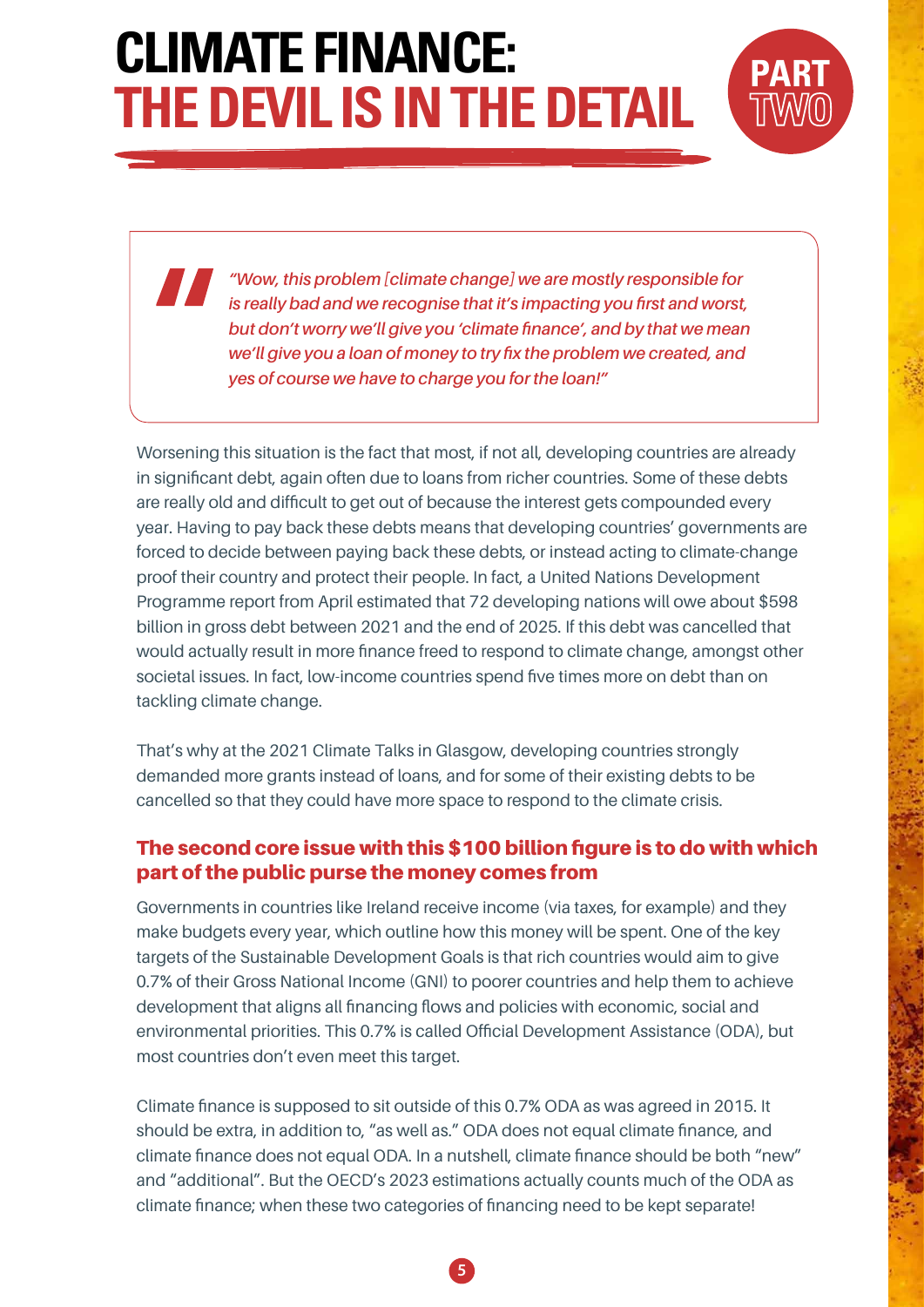# CLIMATE FINANCE: THE DEVIL IS IN THE DETAIL

PART TWO

> *"Wow, this problem [climate change] we are mostly responsible for is really bad and we recognise that it's impacting you first and worst, but don't worry we'll give you 'climate finance', and by that we mean we'll give you a loan of money to try fix the problem we created, and yes of course we have to charge you for the loan!"*

Worsening this situation is the fact that most, if not all, developing countries are already in significant debt, again often due to loans from richer countries. Some of these debts are really old and difficult to get out of because the interest gets compounded every year. Having to pay back these debts means that developing countries' governments are forced to decide between paying back these debts, or instead acting to climate-change proof their country and protect their people. In fact, a United Nations Development Programme report from April estimated that 72 developing nations will owe about $598 billion in gross debt between 2021 and the end of 2025. If this debt was cancelled that would actually result in more finance freed to respond to climate change, amongst other societal issues. In fact, low-income countries spend five times more on debt than on tackling climate change.

That's why at the 2021 Climate Talks in Glasgow, developing countries strongly demanded more grants instead of loans, and for some of their existing debts to be cancelled so that they could have more space to respond to the climate crisis.

## The second core issue with this $100 billion figure is to do with which part of the public purse the money comes from

Governments in countries like Ireland receive income (via taxes, for example) and they make budgets every year, which outline how this money will be spent. One of the key targets of the Sustainable Development Goals is that rich countries would aim to give 0.7% of their Gross National Income (GNI) to poorer countries and help them to achieve development that aligns all financing flows and policies with economic, social and environmental priorities. This 0.7% is called Official Development Assistance (ODA), but most countries don't even meet this target.

Climate finance is supposed to sit outside of this 0.7% ODA as was agreed in 2015. It should be extra, in addition to, "as well as." ODA does not equal climate finance, and climate finance does not equal ODA. In a nutshell, climate finance should be both "new" and "additional". But the OECD's 2023 estimations actually counts much of the ODA as climate finance; when these two categories of financing need to be kept separate!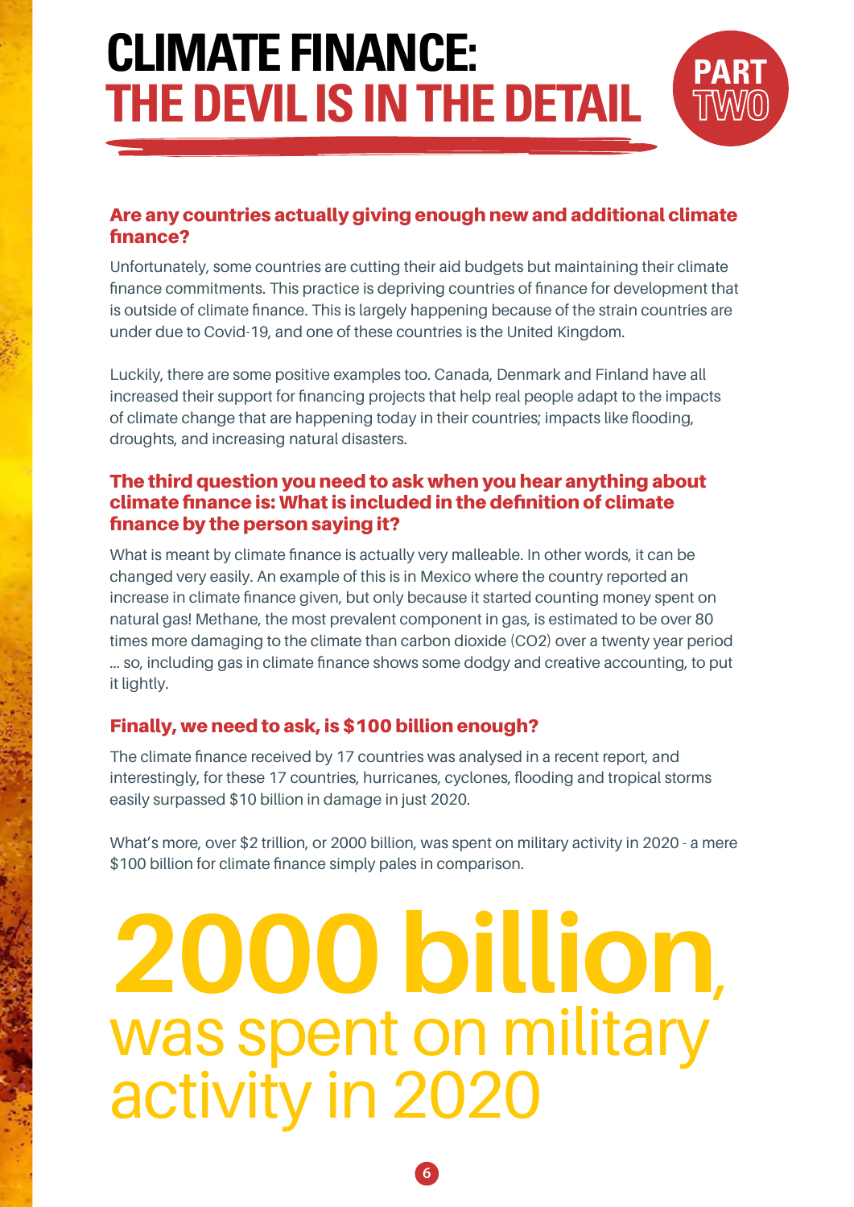# CLIMATE FINANCE: THE DEVIL IS IN THE DETAIL

PART TWO

### Are any countries actually giving enough new and additional climate finance?

Unfortunately, some countries are cutting their aid budgets but maintaining their climate finance commitments. This practice is depriving countries of finance for development that is outside of climate finance. This is largely happening because of the strain countries are under due to Covid-19, and one of these countries is the United Kingdom.

Luckily, there are some positive examples too. Canada, Denmark and Finland have all increased their support for financing projects that help real people adapt to the impacts of climate change that are happening today in their countries; impacts like flooding, droughts, and increasing natural disasters.

### The third question you need to ask when you hear anything about climate finance is: What is included in the definition of climate finance by the person saying it?

What is meant by climate finance is actually very malleable. In other words, it can be changed very easily. An example of this is in Mexico where the country reported an increase in climate finance given, but only because it started counting money spent on natural gas! Methane, the most prevalent component in gas, is estimated to be over 80 times more damaging to the climate than carbon dioxide ($CO_2$) over a twenty year period ... so, including gas in climate finance shows some dodgy and creative accounting, to put it lightly.

### Finally, we need to ask, is $100 billion enough?

The climate finance received by 17 countries was analysed in a recent report, and interestingly, for these 17 countries, hurricanes, cyclones, flooding and tropical storms easily surpassed $10 billion in damage in just 2020.

What's more, over $2 trillion, or 2000 billion, was spent on military activity in 2020 - a mere $100 billion for climate finance simply pales in comparison.

**2000 billion**, was spent on military activity in 2020